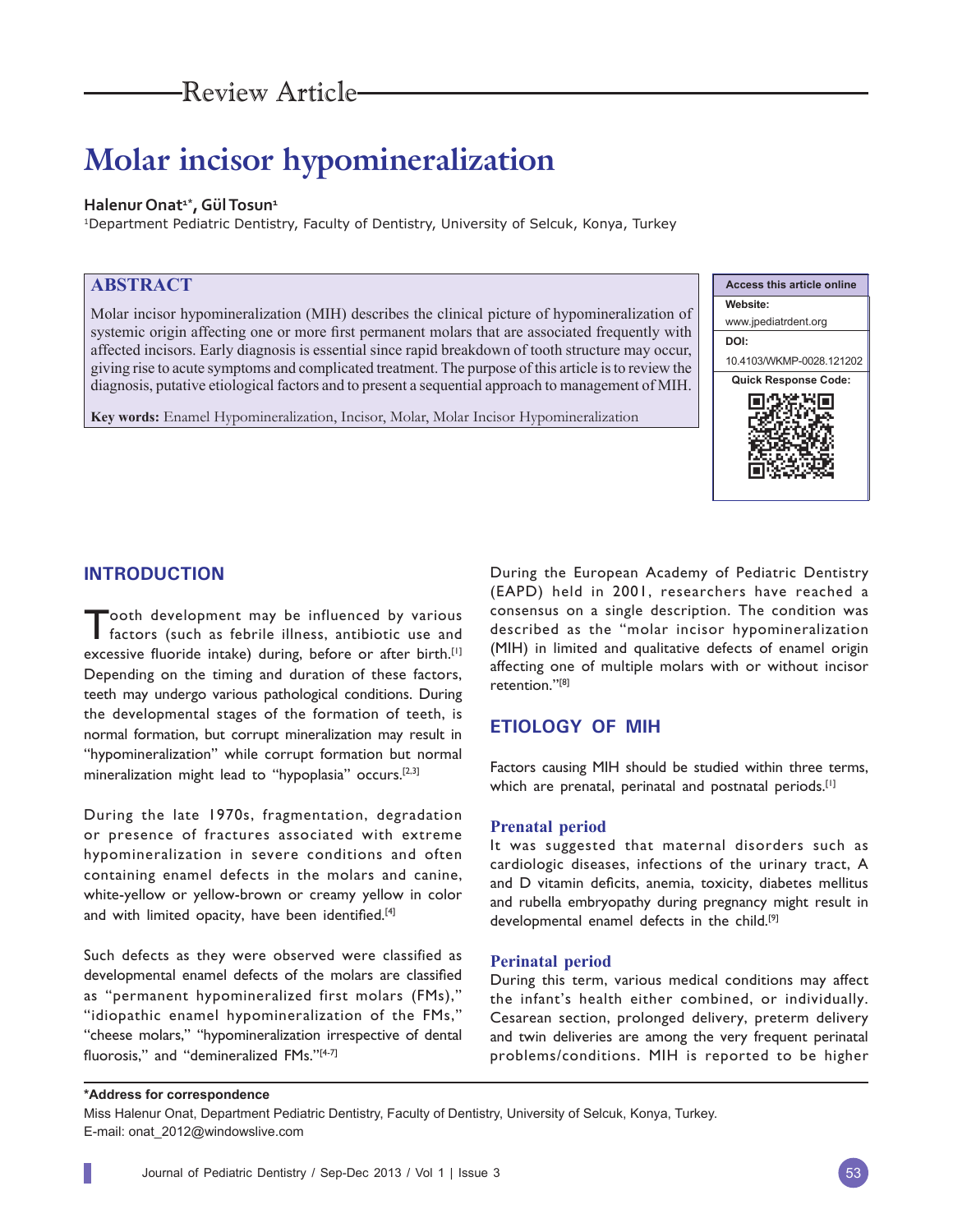Review Article

# Molar incisor hypomineralization

**Halenur Onat[1]*, Gül Tosun[1]**

[1]Department Pediatric Dentistry, Faculty of Dentistry, University of Selcuk, Konya, Turkey

## ABSTRACT

Molar incisor hypomineralization (MIH) describes the clinical picture of hypomineralization of systemic origin affecting one or more first permanent molars that are associated frequently with affected incisors. Early diagnosis is essential since rapid breakdown of tooth structure may occur, giving rise to acute symptoms and complicated treatment. The purpose of this article is to review the diagnosis, putative etiological factors and to present a sequential approach to management of MIH.

**Key words:** Enamel Hypomineralization, Incisor, Molar, Molar Incisor Hypomineralization

Access this article online

Website: www.jpediatrdent.org

DOI: 10.4103/WKMP-0028.121202

Quick Response Code:

## INTRODUCTION

Tooth development may be influenced by various factors (such as febrile illness, antibiotic use and excessive fluoride intake) during, before or after birth.[1] Depending on the timing and duration of these factors, teeth may undergo various pathological conditions. During the developmental stages of the formation of teeth, is normal formation, but corrupt mineralization may result in "hypomineralization" while corrupt formation but normal mineralization might lead to "hypoplasia" occurs.[2,3]

During the late 1970s, fragmentation, degradation or presence of fractures associated with extreme hypomineralization in severe conditions and often containing enamel defects in the molars and canine, white-yellow or yellow-brown or creamy yellow in color and with limited opacity, have been identified.[4]

Such defects as they were observed were classified as developmental enamel defects of the molars are classified as "permanent hypomineralized first molars (FMs)," "idiopathic enamel hypomineralization of the FMs," "cheese molars," "hypomineralization irrespective of dental fluorosis," and "demineralized FMs."[4-7]

During the European Academy of Pediatric Dentistry (EAPD) held in 2001, researchers have reached a consensus on a single description. The condition was described as the "molar incisor hypomineralization (MIH) in limited and qualitative defects of enamel origin affecting one of multiple molars with or without incisor retention."[8]

## ETIOLOGY OF MIH

Factors causing MIH should be studied within three terms, which are prenatal, perinatal and postnatal periods.[1]

### Prenatal period

It was suggested that maternal disorders such as cardiologic diseases, infections of the urinary tract, A and D vitamin deficits, anemia, toxicity, diabetes mellitus and rubella embryopathy during pregnancy might result in developmental enamel defects in the child.[9]

### Perinatal period

During this term, various medical conditions may affect the infant's health either combined, or individually. Cesarean section, prolonged delivery, preterm delivery and twin deliveries are among the very frequent perinatal problems/conditions. MIH is reported to be higher

**\*Address for correspondence**

Miss Halenur Onat, Department Pediatric Dentistry, Faculty of Dentistry, University of Selcuk, Konya, Turkey.

E-mail: onat_2012@windowslive.com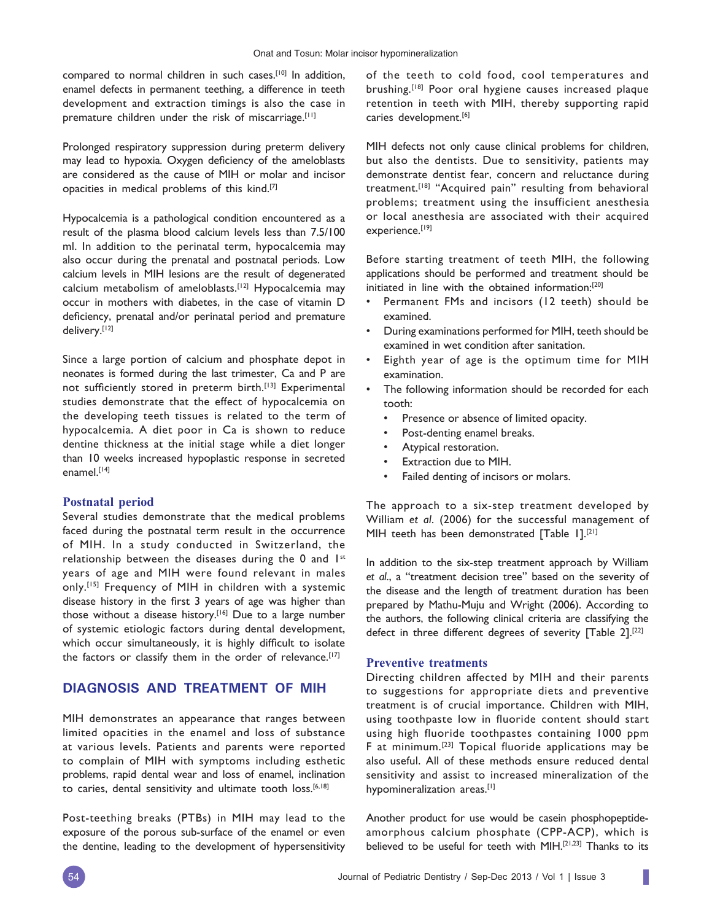compared to normal children in such cases.[10] In addition, enamel defects in permanent teething, a difference in teeth development and extraction timings is also the case in premature children under the risk of miscarriage.[11]

Prolonged respiratory suppression during preterm delivery may lead to hypoxia. Oxygen deficiency of the ameloblasts are considered as the cause of MIH or molar and incisor opacities in medical problems of this kind.[7]

Hypocalcemia is a pathological condition encountered as a result of the plasma blood calcium levels less than 7.5/100 ml. In addition to the perinatal term, hypocalcemia may also occur during the prenatal and postnatal periods. Low calcium levels in MIH lesions are the result of degenerated calcium metabolism of ameloblasts.[12] Hypocalcemia may occur in mothers with diabetes, in the case of vitamin D deficiency, prenatal and/or perinatal period and premature delivery.[12]

Since a large portion of calcium and phosphate depot in neonates is formed during the last trimester, Ca and P are not sufficiently stored in preterm birth.[13] Experimental studies demonstrate that the effect of hypocalcemia on the developing teeth tissues is related to the term of hypocalcemia. A diet poor in Ca is shown to reduce dentine thickness at the initial stage while a diet longer than 10 weeks increased hypoplastic response in secreted enamel.[14]

### Postnatal period

Several studies demonstrate that the medical problems faced during the postnatal term result in the occurrence of MIH. In a study conducted in Switzerland, the relationship between the diseases during the 0 and 1st years of age and MIH were found relevant in males only.[15] Frequency of MIH in children with a systemic disease history in the first 3 years of age was higher than those without a disease history.[16] Due to a large number of systemic etiologic factors during dental development, which occur simultaneously, it is highly difficult to isolate the factors or classify them in the order of relevance.[17]

## DIAGNOSIS AND TREATMENT OF MIH

MIH demonstrates an appearance that ranges between limited opacities in the enamel and loss of substance at various levels. Patients and parents were reported to complain of MIH with symptoms including esthetic problems, rapid dental wear and loss of enamel, inclination to caries, dental sensitivity and ultimate tooth loss.[6,18]

Post-teething breaks (PTBs) in MIH may lead to the exposure of the porous sub-surface of the enamel or even the dentine, leading to the development of hypersensitivity of the teeth to cold food, cool temperatures and brushing.[18] Poor oral hygiene causes increased plaque retention in teeth with MIH, thereby supporting rapid caries development.[6]

MIH defects not only cause clinical problems for children, but also the dentists. Due to sensitivity, patients may demonstrate dentist fear, concern and reluctance during treatment.[18] "Acquired pain" resulting from behavioral problems; treatment using the insufficient anesthesia or local anesthesia are associated with their acquired experience.[19]

Before starting treatment of teeth MIH, the following applications should be performed and treatment should be initiated in line with the obtained information:[20]

- Permanent FMs and incisors (12 teeth) should be examined.
- During examinations performed for MIH, teeth should be examined in wet condition after sanitation.
- Eighth year of age is the optimum time for MIH examination.
- The following information should be recorded for each tooth:
  - Presence or absence of limited opacity.
  - Post-denting enamel breaks.
  - Atypical restoration.
  - Extraction due to MIH.
  - Failed denting of incisors or molars.

The approach to a six-step treatment developed by William *et al*. (2006) for the successful management of MIH teeth has been demonstrated [Table 1].[21]

In addition to the six-step treatment approach by William *et al*., a "treatment decision tree" based on the severity of the disease and the length of treatment duration has been prepared by Mathu-Muju and Wright (2006). According to the authors, the following clinical criteria are classifying the defect in three different degrees of severity [Table 2].[22]

### Preventive treatments

Directing children affected by MIH and their parents to suggestions for appropriate diets and preventive treatment is of crucial importance. Children with MIH, using toothpaste low in fluoride content should start using high fluoride toothpastes containing 1000 ppm F at minimum.[23] Topical fluoride applications may be also useful. All of these methods ensure reduced dental sensitivity and assist to increased mineralization of the hypomineralization areas.[1]

Another product for use would be casein phosphopeptide-amorphous calcium phosphate (CPP-ACP), which is believed to be useful for teeth with MIH.[21,23] Thanks to its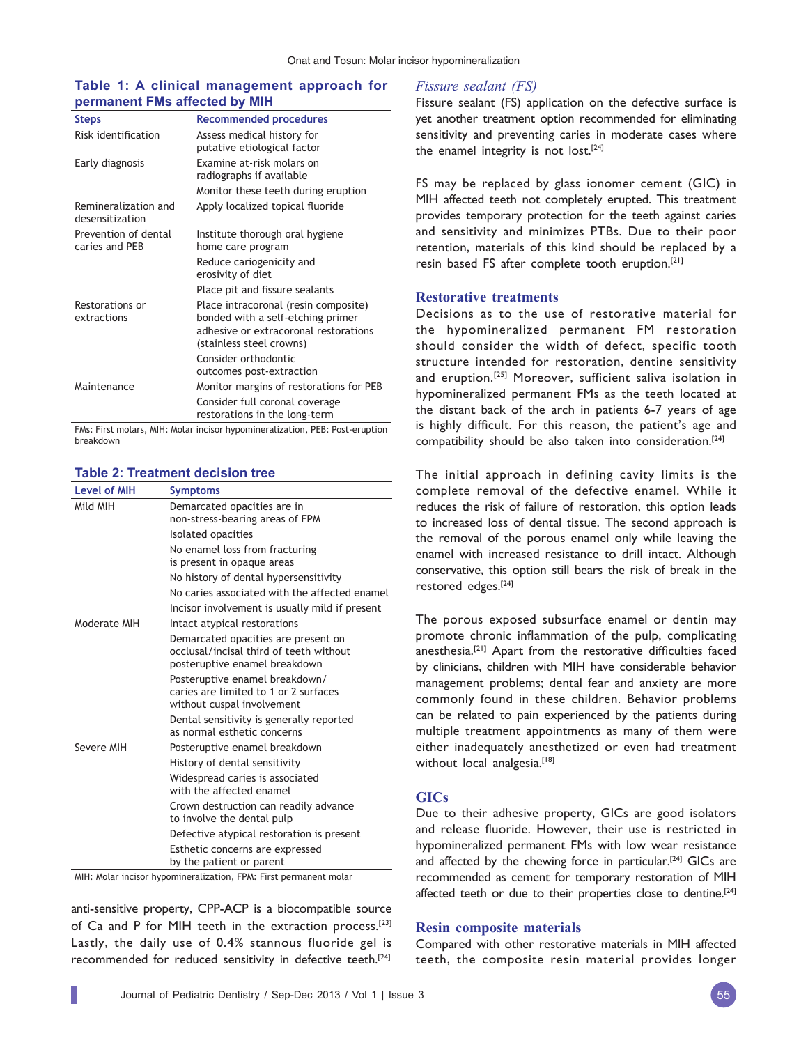**Table 1: A clinical management approach for permanent FMs affected by MIH**

| Steps | Recommended procedures |
|---|---|
| Risk identification | Assess medical history for putative etiological factor |
| Early diagnosis | Examine at-risk molars on radiographs if available |
| | Monitor these teeth during eruption |
| Remineralization and desensitization | Apply localized topical fluoride |
| Prevention of dental caries and PEB | Institute thorough oral hygiene home care program |
| | Reduce cariogenicity and erosivity of diet |
| | Place pit and fissure sealants |
| Restorations or extractions | Place intracoronal (resin composite) bonded with a self-etching primer adhesive or extracoronal restorations (stainless steel crowns) |
| | Consider orthodontic outcomes post-extraction |
| Maintenance | Monitor margins of restorations for PEB |
| | Consider full coronal coverage restorations in the long-term |

FMs: First molars, MIH: Molar incisor hypomineralization, PEB: Post-eruption breakdown

**Table 2: Treatment decision tree**

| Level of MIH | Symptoms |
|---|---|
| Mild MIH | Demarcated opacities are in non-stress-bearing areas of FPM |
| | Isolated opacities |
| | No enamel loss from fracturing is present in opaque areas |
| | No history of dental hypersensitivity |
| | No caries associated with the affected enamel |
| | Incisor involvement is usually mild if present |
| Moderate MIH | Intact atypical restorations |
| | Demarcated opacities are present on occlusal/incisal third of teeth without posteruptive enamel breakdown |
| | Posteruptive enamel breakdown/caries are limited to 1 or 2 surfaces without cuspal involvement |
| | Dental sensitivity is generally reported as normal esthetic concerns |
| Severe MIH | Posteruptive enamel breakdown |
| | History of dental sensitivity |
| | Widespread caries is associated with the affected enamel |
| | Crown destruction can readily advance to involve the dental pulp |
| | Defective atypical restoration is present |
| | Esthetic concerns are expressed by the patient or parent |

MIH: Molar incisor hypomineralization, FPM: First permanent molar

anti-sensitive property, CPP-ACP is a biocompatible source of Ca and P for MIH teeth in the extraction process.[23] Lastly, the daily use of 0.4% stannous fluoride gel is recommended for reduced sensitivity in defective teeth.[24]

### *Fissure sealant (FS)*

Fissure sealant (FS) application on the defective surface is yet another treatment option recommended for eliminating sensitivity and preventing caries in moderate cases where the enamel integrity is not lost.[24]

FS may be replaced by glass ionomer cement (GIC) in MIH affected teeth not completely erupted. This treatment provides temporary protection for the teeth against caries and sensitivity and minimizes PTBs. Due to their poor retention, materials of this kind should be replaced by a resin based FS after complete tooth eruption.[21]

## Restorative treatments

Decisions as to the use of restorative material for the hypomineralized permanent FM restoration should consider the width of defect, specific tooth structure intended for restoration, dentine sensitivity and eruption.[25] Moreover, sufficient saliva isolation in hypomineralized permanent FMs as the teeth located at the distant back of the arch in patients 6-7 years of age is highly difficult. For this reason, the patient's age and compatibility should be also taken into consideration.[24]

The initial approach in defining cavity limits is the complete removal of the defective enamel. While it reduces the risk of failure of restoration, this option leads to increased loss of dental tissue. The second approach is the removal of the porous enamel only while leaving the enamel with increased resistance to drill intact. Although conservative, this option still bears the risk of break in the restored edges.[24]

The porous exposed subsurface enamel or dentin may promote chronic inflammation of the pulp, complicating anesthesia.[21] Apart from the restorative difficulties faced by clinicians, children with MIH have considerable behavior management problems; dental fear and anxiety are more commonly found in these children. Behavior problems can be related to pain experienced by the patients during multiple treatment appointments as many of them were either inadequately anesthetized or even had treatment without local analgesia.[18]

### GICs

Due to their adhesive property, GICs are good isolators and release fluoride. However, their use is restricted in hypomineralized permanent FMs with low wear resistance and affected by the chewing force in particular.[24] GICs are recommended as cement for temporary restoration of MIH affected teeth or due to their properties close to dentine.[24]

### Resin composite materials

Compared with other restorative materials in MIH affected teeth, the composite resin material provides longer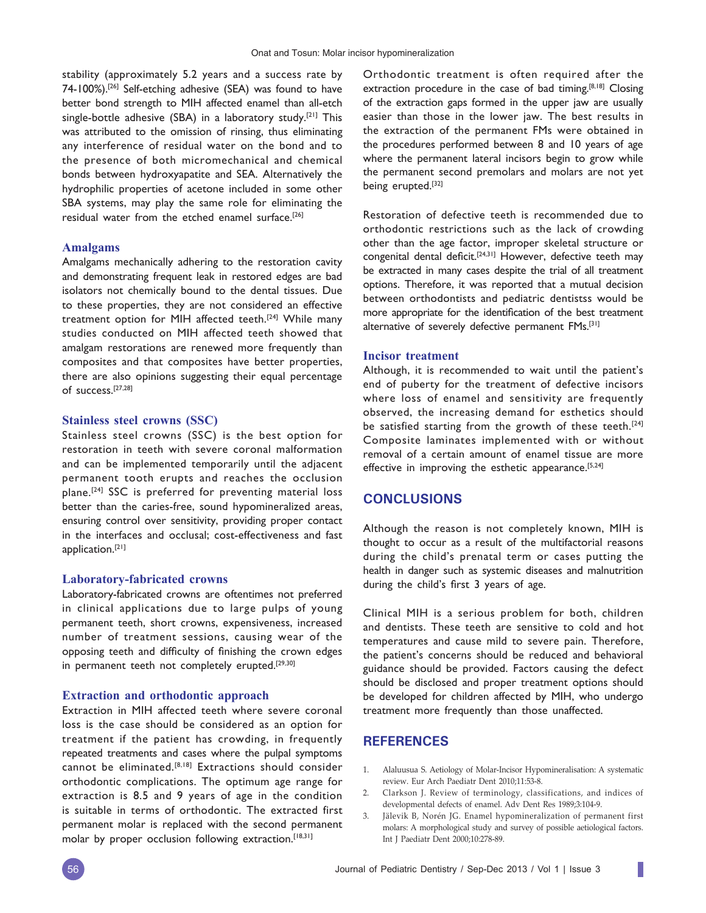stability (approximately 5.2 years and a success rate by 74-100%).[26] Self-etching adhesive (SEA) was found to have better bond strength to MIH affected enamel than all-etch single-bottle adhesive (SBA) in a laboratory study.[21] This was attributed to the omission of rinsing, thus eliminating any interference of residual water on the bond and to the presence of both micromechanical and chemical bonds between hydroxyapatite and SEA. Alternatively the hydrophilic properties of acetone included in some other SBA systems, may play the same role for eliminating the residual water from the etched enamel surface.[26]

### Amalgams

Amalgams mechanically adhering to the restoration cavity and demonstrating frequent leak in restored edges are bad isolators not chemically bound to the dental tissues. Due to these properties, they are not considered an effective treatment option for MIH affected teeth.[24] While many studies conducted on MIH affected teeth showed that amalgam restorations are renewed more frequently than composites and that composites have better properties, there are also opinions suggesting their equal percentage of success.[27,28]

### Stainless steel crowns (SSC)

Stainless steel crowns (SSC) is the best option for restoration in teeth with severe coronal malformation and can be implemented temporarily until the adjacent permanent tooth erupts and reaches the occlusion plane.[24] SSC is preferred for preventing material loss better than the caries-free, sound hypomineralized areas, ensuring control over sensitivity, providing proper contact in the interfaces and occlusal; cost-effectiveness and fast application.[21]

### Laboratory-fabricated crowns

Laboratory-fabricated crowns are oftentimes not preferred in clinical applications due to large pulps of young permanent teeth, short crowns, expensiveness, increased number of treatment sessions, causing wear of the opposing teeth and difficulty of finishing the crown edges in permanent teeth not completely erupted.[29,30]

### Extraction and orthodontic approach

Extraction in MIH affected teeth where severe coronal loss is the case should be considered as an option for treatment if the patient has crowding, in frequently repeated treatments and cases where the pulpal symptoms cannot be eliminated.[8,18] Extractions should consider orthodontic complications. The optimum age range for extraction is 8.5 and 9 years of age in the condition is suitable in terms of orthodontic. The extracted first permanent molar is replaced with the second permanent molar by proper occlusion following extraction.[18,31]

Orthodontic treatment is often required after the extraction procedure in the case of bad timing.[8,18] Closing of the extraction gaps formed in the upper jaw are usually easier than those in the lower jaw. The best results in the extraction of the permanent FMs were obtained in the procedures performed between 8 and 10 years of age where the permanent lateral incisors begin to grow while the permanent second premolars and molars are not yet being erupted.[32]

Restoration of defective teeth is recommended due to orthodontic restrictions such as the lack of crowding other than the age factor, improper skeletal structure or congenital dental deficit.[24,31] However, defective teeth may be extracted in many cases despite the trial of all treatment options. Therefore, it was reported that a mutual decision between orthodontists and pediatric dentistss would be more appropriate for the identification of the best treatment alternative of severely defective permanent FMs.[31]

### Incisor treatment

Although, it is recommended to wait until the patient's end of puberty for the treatment of defective incisors where loss of enamel and sensitivity are frequently observed, the increasing demand for esthetics should be satisfied starting from the growth of these teeth.[24] Composite laminates implemented with or without removal of a certain amount of enamel tissue are more effective in improving the esthetic appearance.[5,24]

## CONCLUSIONS

Although the reason is not completely known, MIH is thought to occur as a result of the multifactorial reasons during the child's prenatal term or cases putting the health in danger such as systemic diseases and malnutrition during the child's first 3 years of age.

Clinical MIH is a serious problem for both, children and dentists. These teeth are sensitive to cold and hot temperatures and cause mild to severe pain. Therefore, the patient's concerns should be reduced and behavioral guidance should be provided. Factors causing the defect should be disclosed and proper treatment options should be developed for children affected by MIH, who undergo treatment more frequently than those unaffected.

## REFERENCES

1. Alaluusua S. Aetiology of Molar-Incisor Hypomineralisation: A systematic review. Eur Arch Paediatr Dent 2010;11:53-8.
2. Clarkson J. Review of terminology, classifications, and indices of developmental defects of enamel. Adv Dent Res 1989;3:104-9.
3. Jälevik B, Norén JG. Enamel hypomineralization of permanent first molars: A morphological study and survey of possible aetiological factors. Int J Paediatr Dent 2000;10:278-89.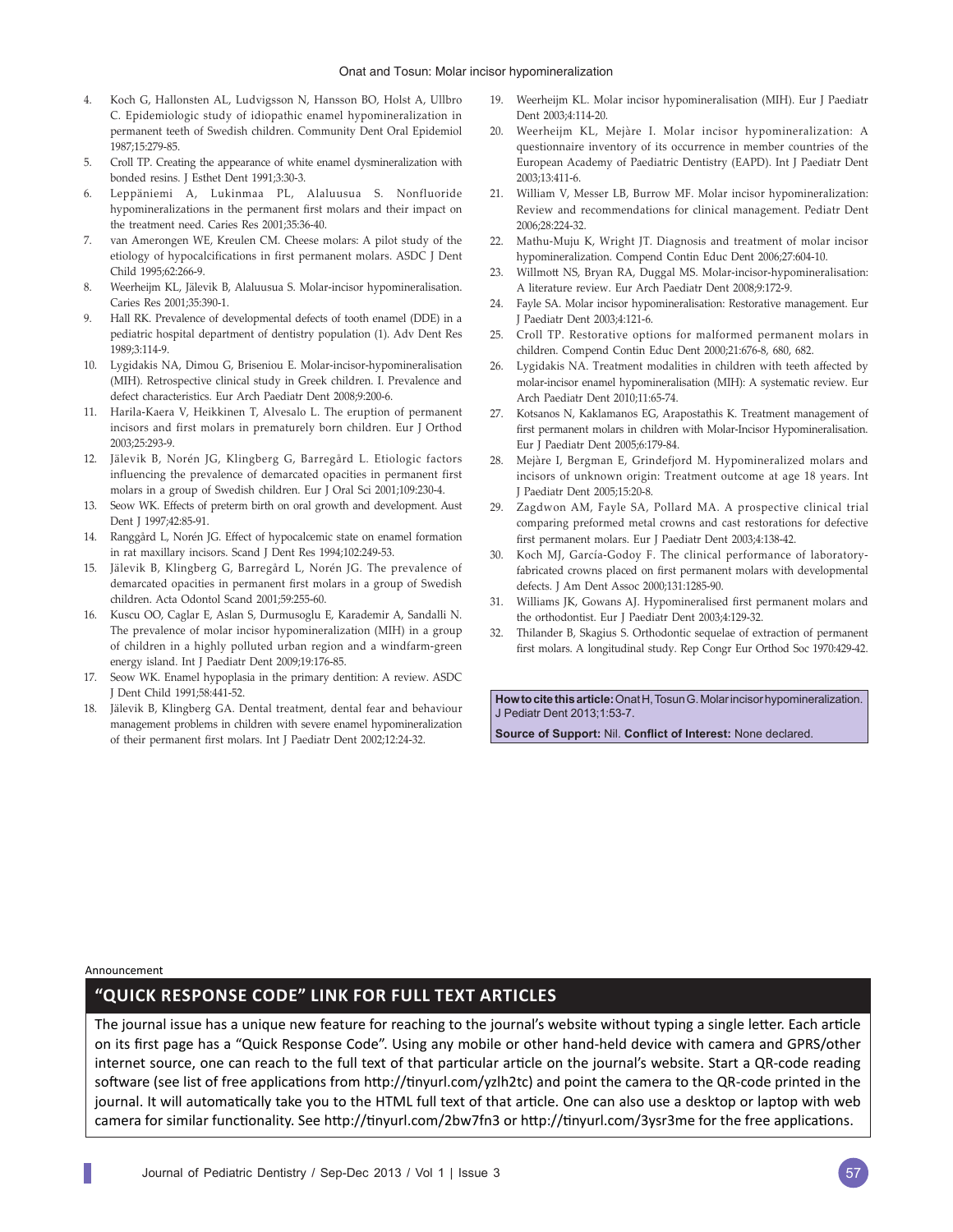4. Koch G, Hallonsten AL, Ludvigsson N, Hansson BO, Holst A, Ullbro C. Epidemiologic study of idiopathic enamel hypomineralization in permanent teeth of Swedish children. Community Dent Oral Epidemiol 1987;15:279-85.
5. Croll TP. Creating the appearance of white enamel dysmineralization with bonded resins. J Esthet Dent 1991;3:30-3.
6. Leppäniemi A, Lukinmaa PL, Alaluusua S. Nonfluoride hypomineralizations in the permanent first molars and their impact on the treatment need. Caries Res 2001;35:36-40.
7. van Amerongen WE, Kreulen CM. Cheese molars: A pilot study of the etiology of hypocalcifications in first permanent molars. ASDC J Dent Child 1995;62:266-9.
8. Weerheijm KL, Jälevik B, Alaluusua S. Molar-incisor hypomineralisation. Caries Res 2001;35:390-1.
9. Hall RK. Prevalence of developmental defects of tooth enamel (DDE) in a pediatric hospital department of dentistry population (1). Adv Dent Res 1989;3:114-9.
10. Lygidakis NA, Dimou G, Briseniou E. Molar-incisor-hypomineralisation (MIH). Retrospective clinical study in Greek children. I. Prevalence and defect characteristics. Eur Arch Paediatr Dent 2008;9:200-6.
11. Harila-Kaera V, Heikkinen T, Alvesalo L. The eruption of permanent incisors and first molars in prematurely born children. Eur J Orthod 2003;25:293-9.
12. Jälevik B, Norén JG, Klingberg G, Barregård L. Etiologic factors influencing the prevalence of demarcated opacities in permanent first molars in a group of Swedish children. Eur J Oral Sci 2001;109:230-4.
13. Seow WK. Effects of preterm birth on oral growth and development. Aust Dent J 1997;42:85-91.
14. Ranggård L, Norén JG. Effect of hypocalcemic state on enamel formation in rat maxillary incisors. Scand J Dent Res 1994;102:249-53.
15. Jälevik B, Klingberg G, Barregård L, Norén JG. The prevalence of demarcated opacities in permanent first molars in a group of Swedish children. Acta Odontol Scand 2001;59:255-60.
16. Kuscu OO, Caglar E, Aslan S, Durmusoglu E, Karademir A, Sandalli N. The prevalence of molar incisor hypomineralization (MIH) in a group of children in a highly polluted urban region and a windfarm-green energy island. Int J Paediatr Dent 2009;19:176-85.
17. Seow WK. Enamel hypoplasia in the primary dentition: A review. ASDC J Dent Child 1991;58:441-52.
18. Jälevik B, Klingberg GA. Dental treatment, dental fear and behaviour management problems in children with severe enamel hypomineralization of their permanent first molars. Int J Paediatr Dent 2002;12:24-32.
19. Weerheijm KL. Molar incisor hypomineralisation (MIH). Eur J Paediatr Dent 2003;4:114-20.
20. Weerheijm KL, Mejàre I. Molar incisor hypomineralization: A questionnaire inventory of its occurrence in member countries of the European Academy of Paediatric Dentistry (EAPD). Int J Paediatr Dent 2003;13:411-6.
21. William V, Messer LB, Burrow MF. Molar incisor hypomineralization: Review and recommendations for clinical management. Pediatr Dent 2006;28:224-32.
22. Mathu-Muju K, Wright JT. Diagnosis and treatment of molar incisor hypomineralization. Compend Contin Educ Dent 2006;27:604-10.
23. Willmott NS, Bryan RA, Duggal MS. Molar-incisor-hypomineralisation: A literature review. Eur Arch Paediatr Dent 2008;9:172-9.
24. Fayle SA. Molar incisor hypomineralisation: Restorative management. Eur J Paediatr Dent 2003;4:121-6.
25. Croll TP. Restorative options for malformed permanent molars in children. Compend Contin Educ Dent 2000;21:676-8, 680, 682.
26. Lygidakis NA. Treatment modalities in children with teeth affected by molar-incisor enamel hypomineralisation (MIH): A systematic review. Eur Arch Paediatr Dent 2010;11:65-74.
27. Kotsanos N, Kaklamanos EG, Arapostathis K. Treatment management of first permanent molars in children with Molar-Incisor Hypomineralisation. Eur J Paediatr Dent 2005;6:179-84.
28. Mejàre I, Bergman E, Grindefjord M. Hypomineralized molars and incisors of unknown origin: Treatment outcome at age 18 years. Int J Paediatr Dent 2005;15:20-8.
29. Zagdwon AM, Fayle SA, Pollard MA. A prospective clinical trial comparing preformed metal crowns and cast restorations for defective first permanent molars. Eur J Paediatr Dent 2003;4:138-42.
30. Koch MJ, García-Godoy F. The clinical performance of laboratory-fabricated crowns placed on first permanent molars with developmental defects. J Am Dent Assoc 2000;131:1285-90.
31. Williams JK, Gowans AJ. Hypomineralised first permanent molars and the orthodontist. Eur J Paediatr Dent 2003;4:129-32.
32. Thilander B, Skagius S. Orthodontic sequelae of extraction of permanent first molars. A longitudinal study. Rep Congr Eur Orthod Soc 1970:429-42.

**How to cite this article:** Onat H, Tosun G. Molar incisor hypomineralization. J Pediatr Dent 2013;1:53-7.

**Source of Support:** Nil. **Conflict of Interest:** None declared.

Announcement

## "QUICK RESPONSE CODE" LINK FOR FULL TEXT ARTICLES

The journal issue has a unique new feature for reaching to the journal's website without typing a single letter. Each article on its first page has a "Quick Response Code". Using any mobile or other hand-held device with camera and GPRS/other internet source, one can reach to the full text of that particular article on the journal's website. Start a QR-code reading software (see list of free applications from http://tinyurl.com/yzlh2tc) and point the camera to the QR-code printed in the journal. It will automatically take you to the HTML full text of that article. One can also use a desktop or laptop with web camera for similar functionality. See http://tinyurl.com/2bw7fn3 or http://tinyurl.com/3ysr3me for the free applications.